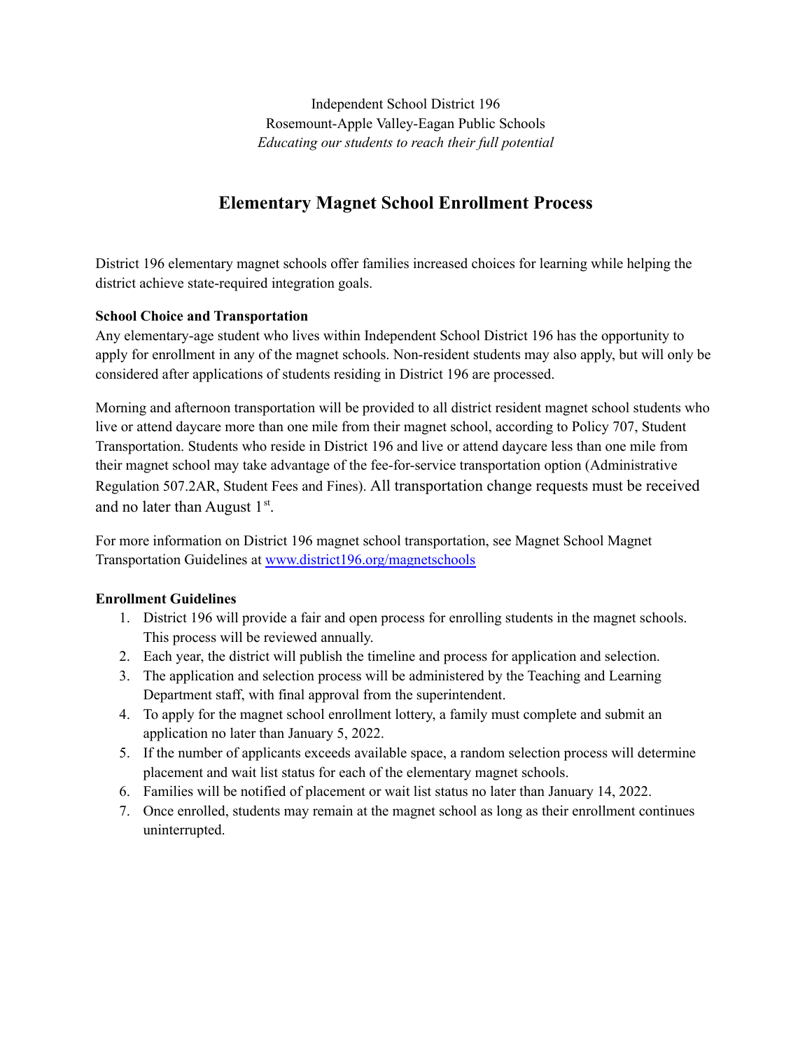Independent School District 196
Rosemount-Apple Valley-Eagan Public Schools
*Educating our students to reach their full potential*

# Elementary Magnet School Enrollment Process

District 196 elementary magnet schools offer families increased choices for learning while helping the district achieve state-required integration goals.

**School Choice and Transportation**

Any elementary-age student who lives within Independent School District 196 has the opportunity to apply for enrollment in any of the magnet schools. Non-resident students may also apply, but will only be considered after applications of students residing in District 196 are processed.

Morning and afternoon transportation will be provided to all district resident magnet school students who live or attend daycare more than one mile from their magnet school, according to Policy 707, Student Transportation. Students who reside in District 196 and live or attend daycare less than one mile from their magnet school may take advantage of the fee-for-service transportation option (Administrative Regulation 507.2AR, Student Fees and Fines). All transportation change requests must be received and no later than August 1st.

For more information on District 196 magnet school transportation, see Magnet School Magnet Transportation Guidelines at [www.district196.org/magnetschools](www.district196.org/magnetschools)

**Enrollment Guidelines**

1. District 196 will provide a fair and open process for enrolling students in the magnet schools. This process will be reviewed annually.
2. Each year, the district will publish the timeline and process for application and selection.
3. The application and selection process will be administered by the Teaching and Learning Department staff, with final approval from the superintendent.
4. To apply for the magnet school enrollment lottery, a family must complete and submit an application no later than January 5, 2022.
5. If the number of applicants exceeds available space, a random selection process will determine placement and wait list status for each of the elementary magnet schools.
6. Families will be notified of placement or wait list status no later than January 14, 2022.
7. Once enrolled, students may remain at the magnet school as long as their enrollment continues uninterrupted.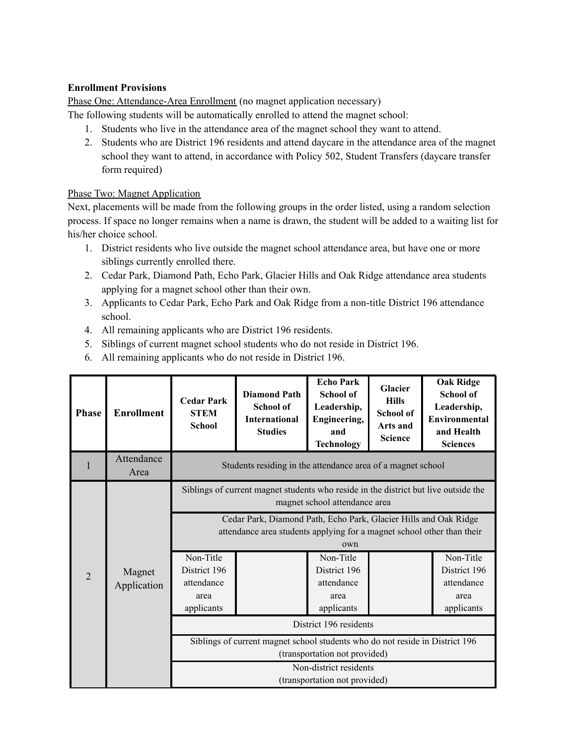**Enrollment Provisions**

Phase One: Attendance-Area Enrollment (no magnet application necessary)

The following students will be automatically enrolled to attend the magnet school:

1. Students who live in the attendance area of the magnet school they want to attend.
2. Students who are District 196 residents and attend daycare in the attendance area of the magnet school they want to attend, in accordance with Policy 502, Student Transfers (daycare transfer form required)

Phase Two: Magnet Application

Next, placements will be made from the following groups in the order listed, using a random selection process. If space no longer remains when a name is drawn, the student will be added to a waiting list for his/her choice school.

1. District residents who live outside the magnet school attendance area, but have one or more siblings currently enrolled there.
2. Cedar Park, Diamond Path, Echo Park, Glacier Hills and Oak Ridge attendance area students applying for a magnet school other than their own.
3. Applicants to Cedar Park, Echo Park and Oak Ridge from a non-title District 196 attendance school.
4. All remaining applicants who are District 196 residents.
5. Siblings of current magnet school students who do not reside in District 196.
6. All remaining applicants who do not reside in District 196.

| Phase | Enrollment | Cedar Park STEM School | Diamond Path School of International Studies | Echo Park School of Leadership, Engineering, and Technology | Glacier Hills School of Arts and Science | Oak Ridge School of Leadership, Environmental and Health Sciences |
|---|---|---|---|---|---|---|
| 1 | Attendance Area | Students residing in the attendance area of a magnet school | | | | |
| 2 | Magnet Application | Siblings of current magnet students who reside in the district but live outside the magnet school attendance area | | | | |
| | | Cedar Park, Diamond Path, Echo Park, Glacier Hills and Oak Ridge attendance area students applying for a magnet school other than their own | | | | |
| | | Non-Title District 196 attendance area applicants | | Non-Title District 196 attendance area applicants | | Non-Title District 196 attendance area applicants |
| | | District 196 residents | | | | |
| | | Siblings of current magnet school students who do not reside in District 196 (transportation not provided) | | | | |
| | | Non-district residents (transportation not provided) | | | | |